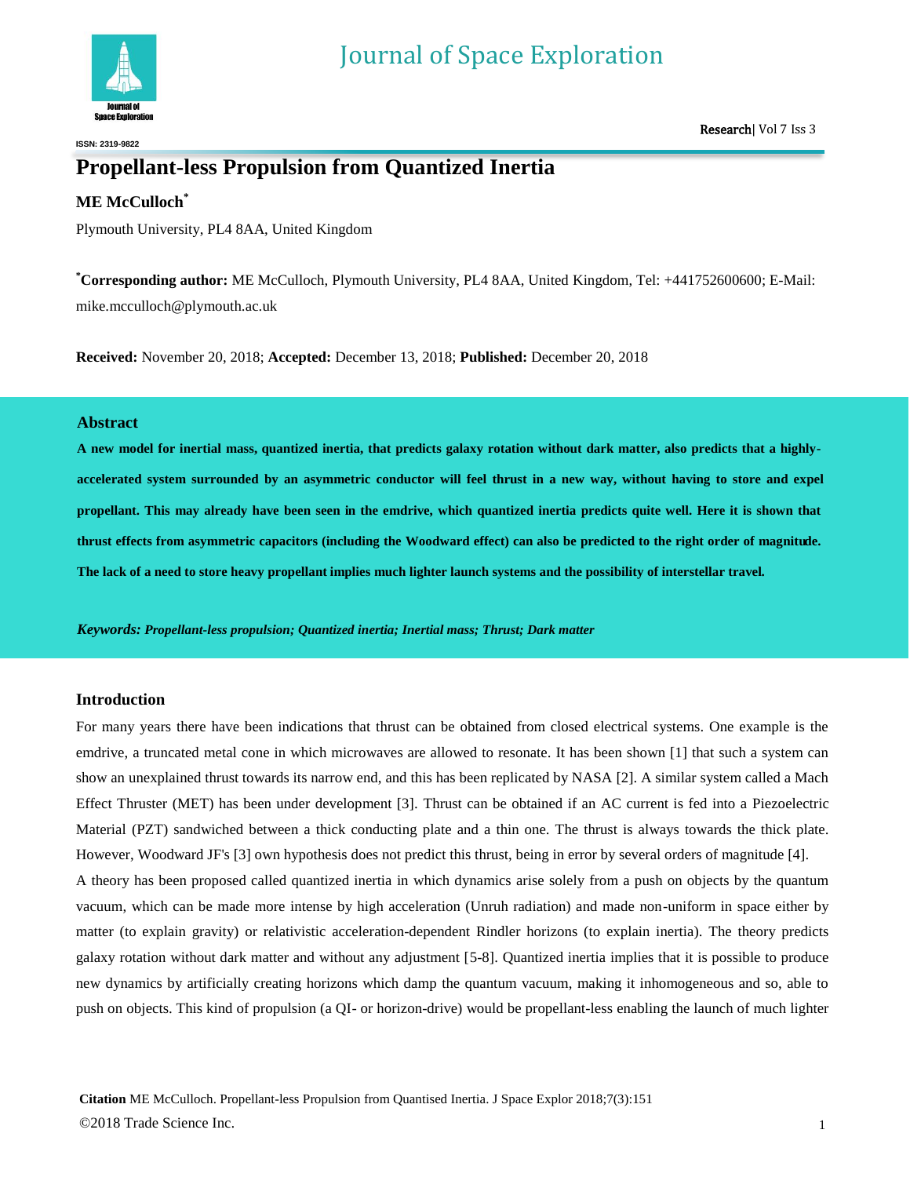# Propellant-less Propulsion from Quantized Inertia

**ME McCulloch***

Plymouth University, PL4 8AA, United Kingdom

***Corresponding author:** ME McCulloch, Plymouth University, PL4 8AA, United Kingdom, Tel: +441752600600; E-Mail: mike.mcculloch@plymouth.ac.uk

**Received:** November 20, 2018; **Accepted:** December 13, 2018; **Published:** December 20, 2018

## Abstract

**A new model for inertial mass, quantized inertia, that predicts galaxy rotation without dark matter, also predicts that a highly-accelerated system surrounded by an asymmetric conductor will feel thrust in a new way, without having to store and expel propellant. This may already have been seen in the emdrive, which quantized inertia predicts quite well. Here it is shown that thrust effects from asymmetric capacitors (including the Woodward effect) can also be predicted to the right order of magnitude. The lack of a need to store heavy propellant implies much lighter launch systems and the possibility of interstellar travel.**

***Keywords:*** ***Propellant-less propulsion; Quantized inertia; Inertial mass; Thrust; Dark matter***

## Introduction

For many years there have been indications that thrust can be obtained from closed electrical systems. One example is the emdrive, a truncated metal cone in which microwaves are allowed to resonate. It has been shown [1] that such a system can show an unexplained thrust towards its narrow end, and this has been replicated by NASA [2]. A similar system called a Mach Effect Thruster (MET) has been under development [3]. Thrust can be obtained if an AC current is fed into a Piezoelectric Material (PZT) sandwiched between a thick conducting plate and a thin one. The thrust is always towards the thick plate. However, Woodward JF's [3] own hypothesis does not predict this thrust, being in error by several orders of magnitude [4].

A theory has been proposed called quantized inertia in which dynamics arise solely from a push on objects by the quantum vacuum, which can be made more intense by high acceleration (Unruh radiation) and made non-uniform in space either by matter (to explain gravity) or relativistic acceleration-dependent Rindler horizons (to explain inertia). The theory predicts galaxy rotation without dark matter and without any adjustment [5-8]. Quantized inertia implies that it is possible to produce new dynamics by artificially creating horizons which damp the quantum vacuum, making it inhomogeneous and so, able to push on objects. This kind of propulsion (a QI- or horizon-drive) would be propellant-less enabling the launch of much lighter

**Citation** ME McCulloch. Propellant-less Propulsion from Quantised Inertia. J Space Explor 2018;7(3):151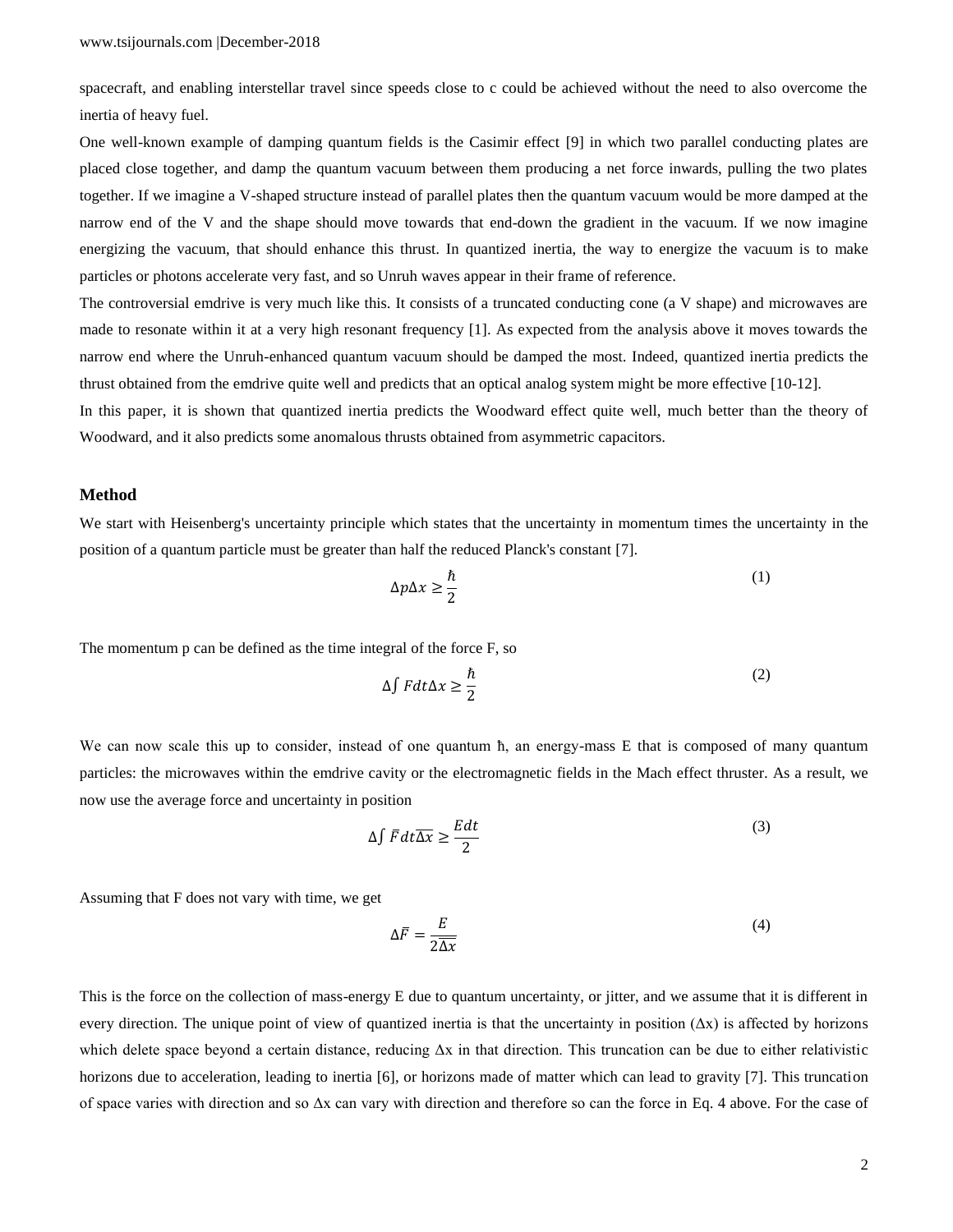spacecraft, and enabling interstellar travel since speeds close to c could be achieved without the need to also overcome the inertia of heavy fuel.

One well-known example of damping quantum fields is the Casimir effect [9] in which two parallel conducting plates are placed close together, and damp the quantum vacuum between them producing a net force inwards, pulling the two plates together. If we imagine a V-shaped structure instead of parallel plates then the quantum vacuum would be more damped at the narrow end of the V and the shape should move towards that end-down the gradient in the vacuum. If we now imagine energizing the vacuum, that should enhance this thrust. In quantized inertia, the way to energize the vacuum is to make particles or photons accelerate very fast, and so Unruh waves appear in their frame of reference.

The controversial emdrive is very much like this. It consists of a truncated conducting cone (a V shape) and microwaves are made to resonate within it at a very high resonant frequency [1]. As expected from the analysis above it moves towards the narrow end where the Unruh-enhanced quantum vacuum should be damped the most. Indeed, quantized inertia predicts the thrust obtained from the emdrive quite well and predicts that an optical analog system might be more effective [10-12].

In this paper, it is shown that quantized inertia predicts the Woodward effect quite well, much better than the theory of Woodward, and it also predicts some anomalous thrusts obtained from asymmetric capacitors.

## Method

We start with Heisenberg's uncertainty principle which states that the uncertainty in momentum times the uncertainty in the position of a quantum particle must be greater than half the reduced Planck's constant [7].

$$\Delta p \Delta x \geq \frac{\hbar}{2} \tag{1}$$

The momentum p can be defined as the time integral of the force F, so

$$\Delta \int F dt \Delta x \geq \frac{\hbar}{2} \tag{2}$$

We can now scale this up to consider, instead of one quantum ħ, an energy-mass E that is composed of many quantum particles: the microwaves within the emdrive cavity or the electromagnetic fields in the Mach effect thruster. As a result, we now use the average force and uncertainty in position

$$\Delta \int \bar{F} dt \overline{\Delta x} \geq \frac{E dt}{2} \tag{3}$$

Assuming that F does not vary with time, we get

$$\Delta \bar{F} = \frac{E}{2\overline{\Delta x}} \tag{4}$$

This is the force on the collection of mass-energy E due to quantum uncertainty, or jitter, and we assume that it is different in every direction. The unique point of view of quantized inertia is that the uncertainty in position ($\Delta x$) is affected by horizons which delete space beyond a certain distance, reducing $\Delta x$ in that direction. This truncation can be due to either relativistic horizons due to acceleration, leading to inertia [6], or horizons made of matter which can lead to gravity [7]. This truncation of space varies with direction and so $\Delta x$ can vary with direction and therefore so can the force in Eq. 4 above. For the case of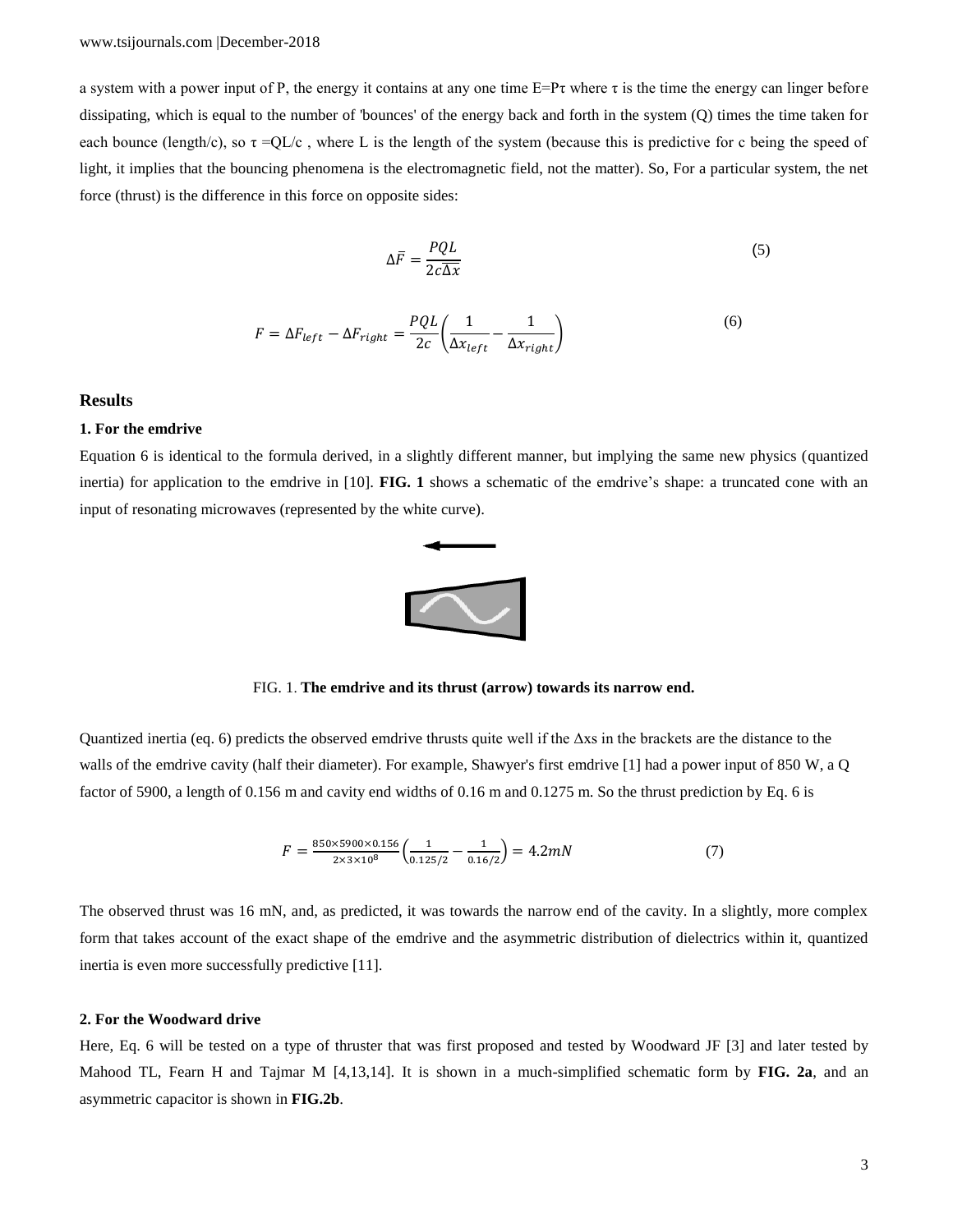a system with a power input of P, the energy it contains at any one time E=Pτ where τ is the time the energy can linger before dissipating, which is equal to the number of 'bounces' of the energy back and forth in the system (Q) times the time taken for each bounce (length/c), so τ =QL/c , where L is the length of the system (because this is predictive for c being the speed of light, it implies that the bouncing phenomena is the electromagnetic field, not the matter). So, For a particular system, the net force (thrust) is the difference in this force on opposite sides:

$$\Delta\bar{F} = \frac{PQL}{2c\overline{\Delta x}} \tag{5}$$

$$F = \Delta F_{left} - \Delta F_{right} = \frac{PQL}{2c}\left(\frac{1}{\Delta x_{left}} - \frac{1}{\Delta x_{right}}\right) \tag{6}$$

## Results

### 1. For the emdrive

Equation 6 is identical to the formula derived, in a slightly different manner, but implying the same new physics (quantized inertia) for application to the emdrive in [10]. **FIG. 1** shows a schematic of the emdrive's shape: a truncated cone with an input of resonating microwaves (represented by the white curve).

FIG. 1. **The emdrive and its thrust (arrow) towards its narrow end.**

Quantized inertia (eq. 6) predicts the observed emdrive thrusts quite well if the Δxs in the brackets are the distance to the walls of the emdrive cavity (half their diameter). For example, Shawyer's first emdrive [1] had a power input of 850 W, a Q factor of 5900, a length of 0.156 m and cavity end widths of 0.16 m and 0.1275 m. So the thrust prediction by Eq. 6 is

$$F = \frac{850\times5900\times0.156}{2\times3\times10^{8}}\left(\frac{1}{0.125/2} - \frac{1}{0.16/2}\right) = 4.2mN \tag{7}$$

The observed thrust was 16 mN, and, as predicted, it was towards the narrow end of the cavity. In a slightly, more complex form that takes account of the exact shape of the emdrive and the asymmetric distribution of dielectrics within it, quantized inertia is even more successfully predictive [11].

### 2. For the Woodward drive

Here, Eq. 6 will be tested on a type of thruster that was first proposed and tested by Woodward JF [3] and later tested by Mahood TL, Fearn H and Tajmar M [4,13,14]. It is shown in a much-simplified schematic form by **FIG. 2a**, and an asymmetric capacitor is shown in **FIG.2b**.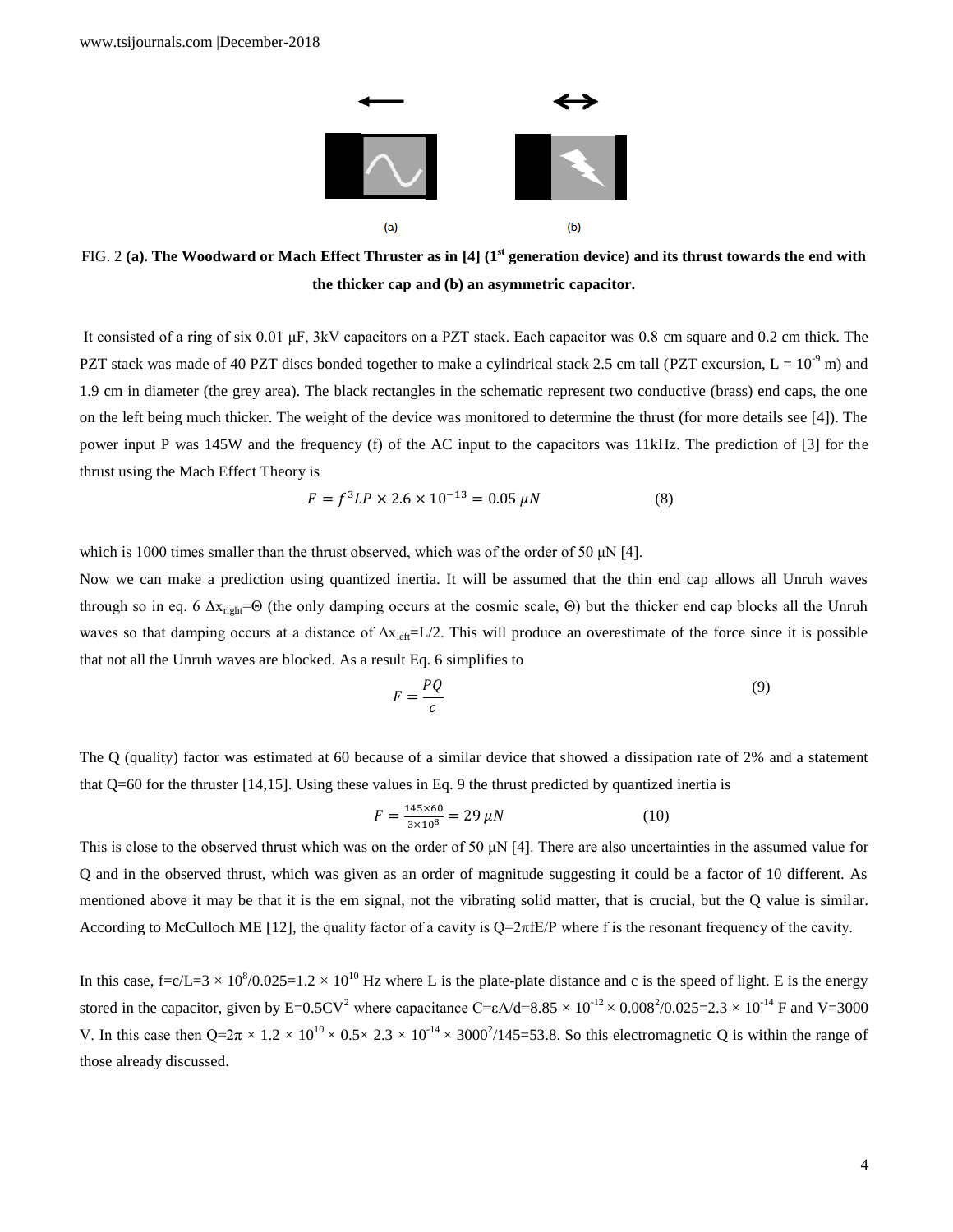FIG. 2 **(a). The Woodward or Mach Effect Thruster as in [4] (1st generation device) and its thrust towards the end with the thicker cap and (b) an asymmetric capacitor.**

It consisted of a ring of six 0.01 μF, 3kV capacitors on a PZT stack. Each capacitor was 0.8 cm square and 0.2 cm thick. The PZT stack was made of 40 PZT discs bonded together to make a cylindrical stack 2.5 cm tall (PZT excursion, $L = 10^{-9}$ m) and 1.9 cm in diameter (the grey area). The black rectangles in the schematic represent two conductive (brass) end caps, the one on the left being much thicker. The weight of the device was monitored to determine the thrust (for more details see [4]). The power input P was 145W and the frequency (f) of the AC input to the capacitors was 11kHz. The prediction of [3] for the thrust using the Mach Effect Theory is

$$F = f^3 LP \times 2.6 \times 10^{-13} = 0.05\ \mu N \tag{8}$$

which is 1000 times smaller than the thrust observed, which was of the order of 50 μN [4].

Now we can make a prediction using quantized inertia. It will be assumed that the thin end cap allows all Unruh waves through so in eq. 6 $\Delta x_{right}=\Theta$ (the only damping occurs at the cosmic scale, Θ) but the thicker end cap blocks all the Unruh waves so that damping occurs at a distance of $\Delta x_{left}=L/2$. This will produce an overestimate of the force since it is possible that not all the Unruh waves are blocked. As a result Eq. 6 simplifies to

$$F = \frac{PQ}{c} \tag{9}$$

The Q (quality) factor was estimated at 60 because of a similar device that showed a dissipation rate of 2% and a statement that Q=60 for the thruster [14,15]. Using these values in Eq. 9 the thrust predicted by quantized inertia is

$$F = \frac{145 \times 60}{3 \times 10^8} = 29\ \mu N \tag{10}$$

This is close to the observed thrust which was on the order of 50 μN [4]. There are also uncertainties in the assumed value for Q and in the observed thrust, which was given as an order of magnitude suggesting it could be a factor of 10 different. As mentioned above it may be that it is the em signal, not the vibrating solid matter, that is crucial, but the Q value is similar. According to McCulloch ME [12], the quality factor of a cavity is $Q=2\pi fE/P$ where f is the resonant frequency of the cavity.

In this case, $f=c/L=3 \times 10^8/0.025=1.2 \times 10^{10}$ Hz where L is the plate-plate distance and c is the speed of light. E is the energy stored in the capacitor, given by $E=0.5CV^2$ where capacitance $C=\varepsilon A/d=8.85 \times 10^{-12} \times 0.008^2/0.025=2.3 \times 10^{-14}$ F and V=3000 V. In this case then $Q=2\pi \times 1.2 \times 10^{10} \times 0.5 \times 2.3 \times 10^{-14} \times 3000^2/145=53.8$. So this electromagnetic Q is within the range of those already discussed.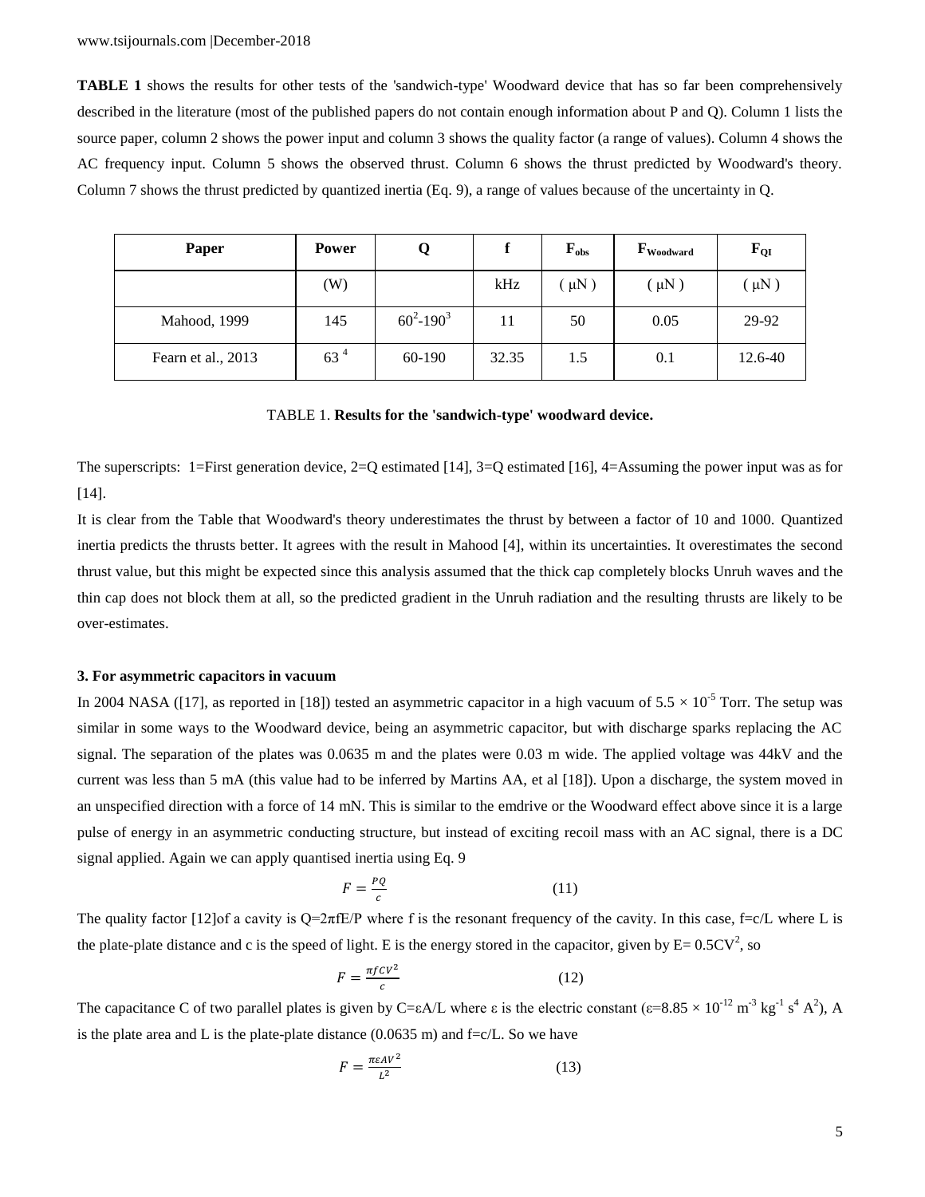**TABLE 1** shows the results for other tests of the 'sandwich-type' Woodward device that has so far been comprehensively described in the literature (most of the published papers do not contain enough information about P and Q). Column 1 lists the source paper, column 2 shows the power input and column 3 shows the quality factor (a range of values). Column 4 shows the AC frequency input. Column 5 shows the observed thrust. Column 6 shows the thrust predicted by Woodward's theory. Column 7 shows the thrust predicted by quantized inertia (Eq. 9), a range of values because of the uncertainty in Q.

| Paper | Power | Q | f | $F_{obs}$ | $F_{Woodward}$ | $F_{QI}$ |
|---|---|---|---|---|---|---|
| | (W) | | kHz | ( μN ) | ( μN ) | ( μN ) |
| Mahood, 1999 | 145 | 60[2]-190[3] | 11 | 50 | 0.05 | 29-92 |
| Fearn et al., 2013 | 63 [4] | 60-190 | 32.35 | 1.5 | 0.1 | 12.6-40 |

TABLE 1. **Results for the 'sandwich-type' woodward device.**

The superscripts: 1=First generation device, 2=Q estimated [14], 3=Q estimated [16], 4=Assuming the power input was as for [14].

It is clear from the Table that Woodward's theory underestimates the thrust by between a factor of 10 and 1000. Quantized inertia predicts the thrusts better. It agrees with the result in Mahood [4], within its uncertainties. It overestimates the second thrust value, but this might be expected since this analysis assumed that the thick cap completely blocks Unruh waves and the thin cap does not block them at all, so the predicted gradient in the Unruh radiation and the resulting thrusts are likely to be over-estimates.

### 3. For asymmetric capacitors in vacuum

In 2004 NASA ([17], as reported in [18]) tested an asymmetric capacitor in a high vacuum of $5.5 \times 10^{-5}$ Torr. The setup was similar in some ways to the Woodward device, being an asymmetric capacitor, but with discharge sparks replacing the AC signal. The separation of the plates was 0.0635 m and the plates were 0.03 m wide. The applied voltage was 44kV and the current was less than 5 mA (this value had to be inferred by Martins AA, et al [18]). Upon a discharge, the system moved in an unspecified direction with a force of 14 mN. This is similar to the emdrive or the Woodward effect above since it is a large pulse of energy in an asymmetric conducting structure, but instead of exciting recoil mass with an AC signal, there is a DC signal applied. Again we can apply quantised inertia using Eq. 9

$$F = \frac{PQ}{c} \qquad (11)$$

The quality factor [12]of a cavity is $Q=2\pi fE/P$ where f is the resonant frequency of the cavity. In this case, $f=c/L$ where L is the plate-plate distance and c is the speed of light. E is the energy stored in the capacitor, given by $E= 0.5CV^2$, so

$$F = \frac{\pi f C V^2}{c} \qquad (12)$$

The capacitance C of two parallel plates is given by $C=\varepsilon A/L$ where ε is the electric constant ($\varepsilon=8.85 \times 10^{-12}$ $m^{-3}$ $kg^{-1}$ $s^4$ $A^2$), A is the plate area and L is the plate-plate distance (0.0635 m) and $f=c/L$. So we have

$$F = \frac{\pi \varepsilon A V^2}{L^2} \qquad (13)$$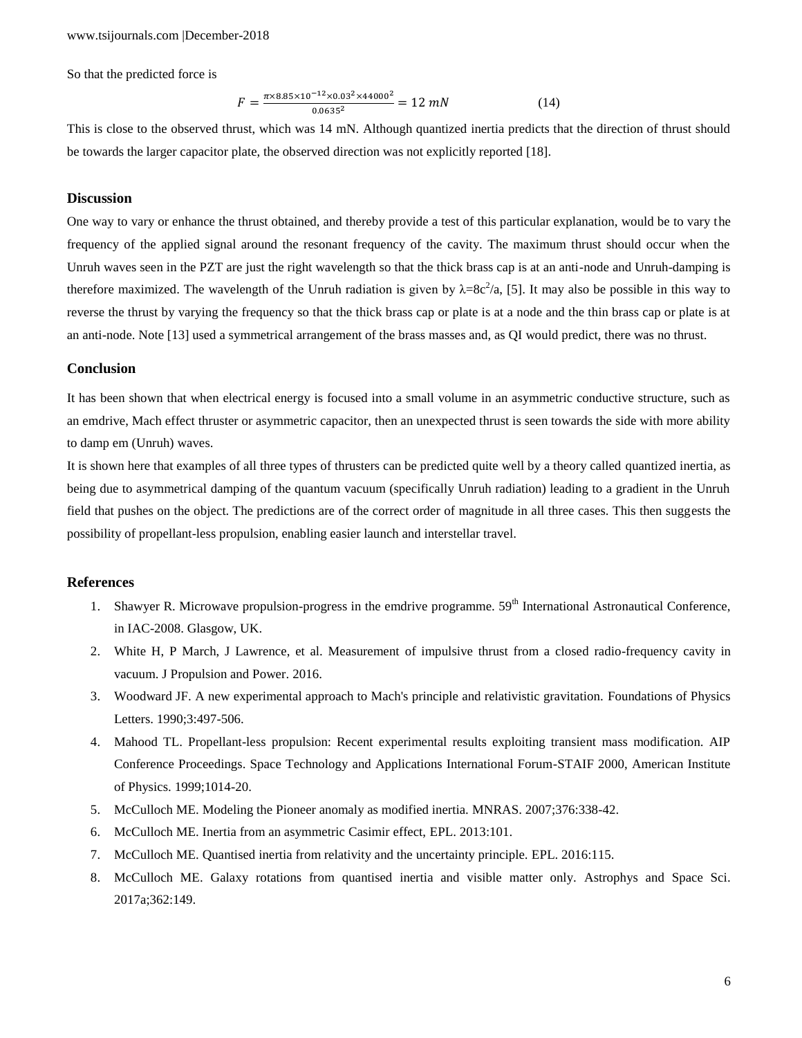So that the predicted force is

$$F = \frac{\pi \times 8.85 \times 10^{-12} \times 0.03^2 \times 44000^2}{0.0635^2} = 12\ mN \tag{14}$$

This is close to the observed thrust, which was 14 mN. Although quantized inertia predicts that the direction of thrust should be towards the larger capacitor plate, the observed direction was not explicitly reported [18].

## Discussion

One way to vary or enhance the thrust obtained, and thereby provide a test of this particular explanation, would be to vary the frequency of the applied signal around the resonant frequency of the cavity. The maximum thrust should occur when the Unruh waves seen in the PZT are just the right wavelength so that the thick brass cap is at an anti-node and Unruh-damping is therefore maximized. The wavelength of the Unruh radiation is given by $\lambda=8c^2/a$, [5]. It may also be possible in this way to reverse the thrust by varying the frequency so that the thick brass cap or plate is at a node and the thin brass cap or plate is at an anti-node. Note [13] used a symmetrical arrangement of the brass masses and, as QI would predict, there was no thrust.

## Conclusion

It has been shown that when electrical energy is focused into a small volume in an asymmetric conductive structure, such as an emdrive, Mach effect thruster or asymmetric capacitor, then an unexpected thrust is seen towards the side with more ability to damp em (Unruh) waves.

It is shown here that examples of all three types of thrusters can be predicted quite well by a theory called quantized inertia, as being due to asymmetrical damping of the quantum vacuum (specifically Unruh radiation) leading to a gradient in the Unruh field that pushes on the object. The predictions are of the correct order of magnitude in all three cases. This then suggests the possibility of propellant-less propulsion, enabling easier launch and interstellar travel.

## References

1. Shawyer R. Microwave propulsion-progress in the emdrive programme. 59th International Astronautical Conference, in IAC-2008. Glasgow, UK.
2. White H, P March, J Lawrence, et al. Measurement of impulsive thrust from a closed radio-frequency cavity in vacuum. J Propulsion and Power. 2016.
3. Woodward JF. A new experimental approach to Mach's principle and relativistic gravitation. Foundations of Physics Letters. 1990;3:497-506.
4. Mahood TL. Propellant-less propulsion: Recent experimental results exploiting transient mass modification. AIP Conference Proceedings. Space Technology and Applications International Forum-STAIF 2000, American Institute of Physics. 1999;1014-20.
5. McCulloch ME. Modeling the Pioneer anomaly as modified inertia. MNRAS. 2007;376:338-42.
6. McCulloch ME. Inertia from an asymmetric Casimir effect, EPL. 2013:101.
7. McCulloch ME. Quantised inertia from relativity and the uncertainty principle. EPL. 2016:115.
8. McCulloch ME. Galaxy rotations from quantised inertia and visible matter only. Astrophys and Space Sci. 2017a;362:149.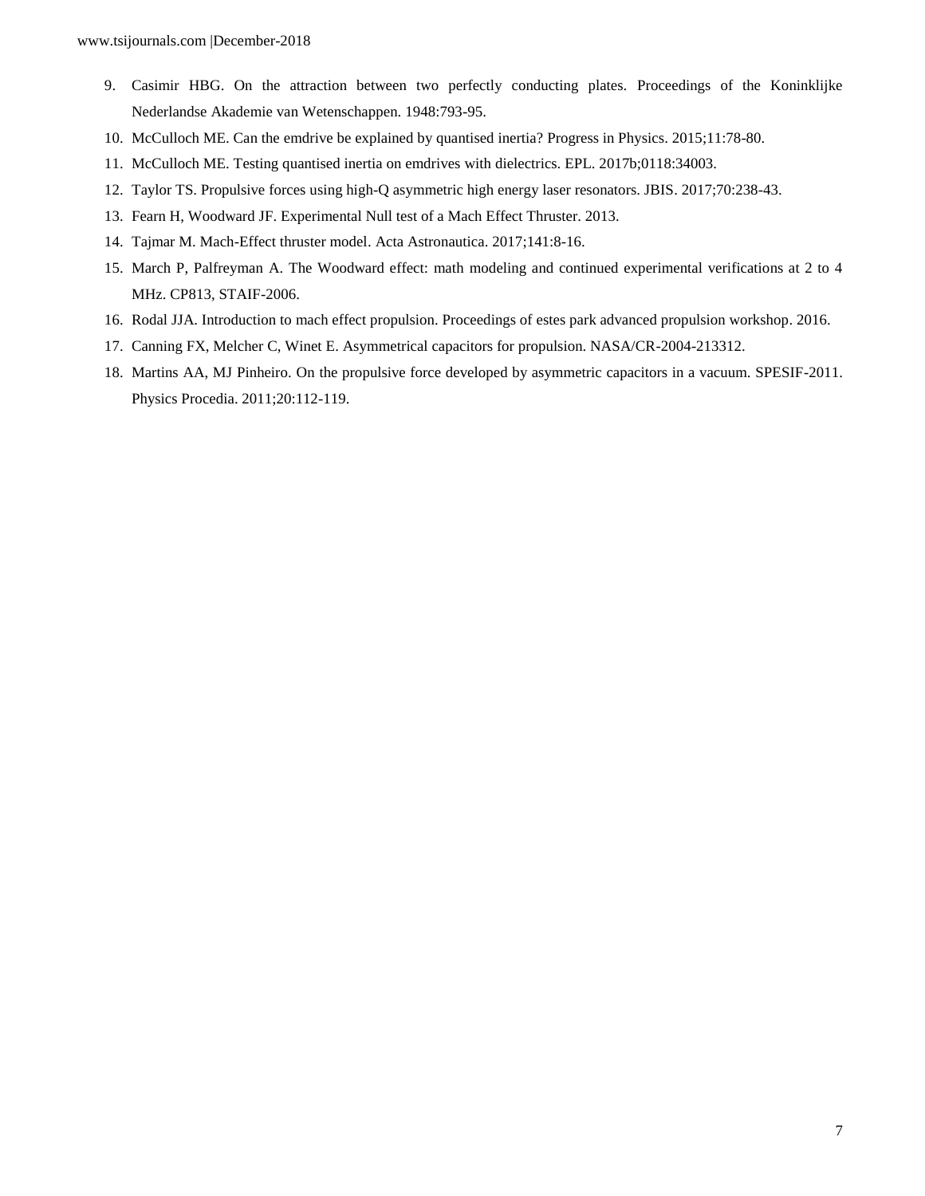9. Casimir HBG. On the attraction between two perfectly conducting plates. Proceedings of the Koninklijke Nederlandse Akademie van Wetenschappen. 1948:793-95.
10. McCulloch ME. Can the emdrive be explained by quantised inertia? Progress in Physics. 2015;11:78-80.
11. McCulloch ME. Testing quantised inertia on emdrives with dielectrics. EPL. 2017b;0118:34003.
12. Taylor TS. Propulsive forces using high-Q asymmetric high energy laser resonators. JBIS. 2017;70:238-43.
13. Fearn H, Woodward JF. Experimental Null test of a Mach Effect Thruster. 2013.
14. Tajmar M. Mach-Effect thruster model. Acta Astronautica. 2017;141:8-16.
15. March P, Palfreyman A. The Woodward effect: math modeling and continued experimental verifications at 2 to 4 MHz. CP813, STAIF-2006.
16. Rodal JJA. Introduction to mach effect propulsion. Proceedings of estes park advanced propulsion workshop. 2016.
17. Canning FX, Melcher C, Winet E. Asymmetrical capacitors for propulsion. NASA/CR-2004-213312.
18. Martins AA, MJ Pinheiro. On the propulsive force developed by asymmetric capacitors in a vacuum. SPESIF-2011. Physics Procedia. 2011;20:112-119.